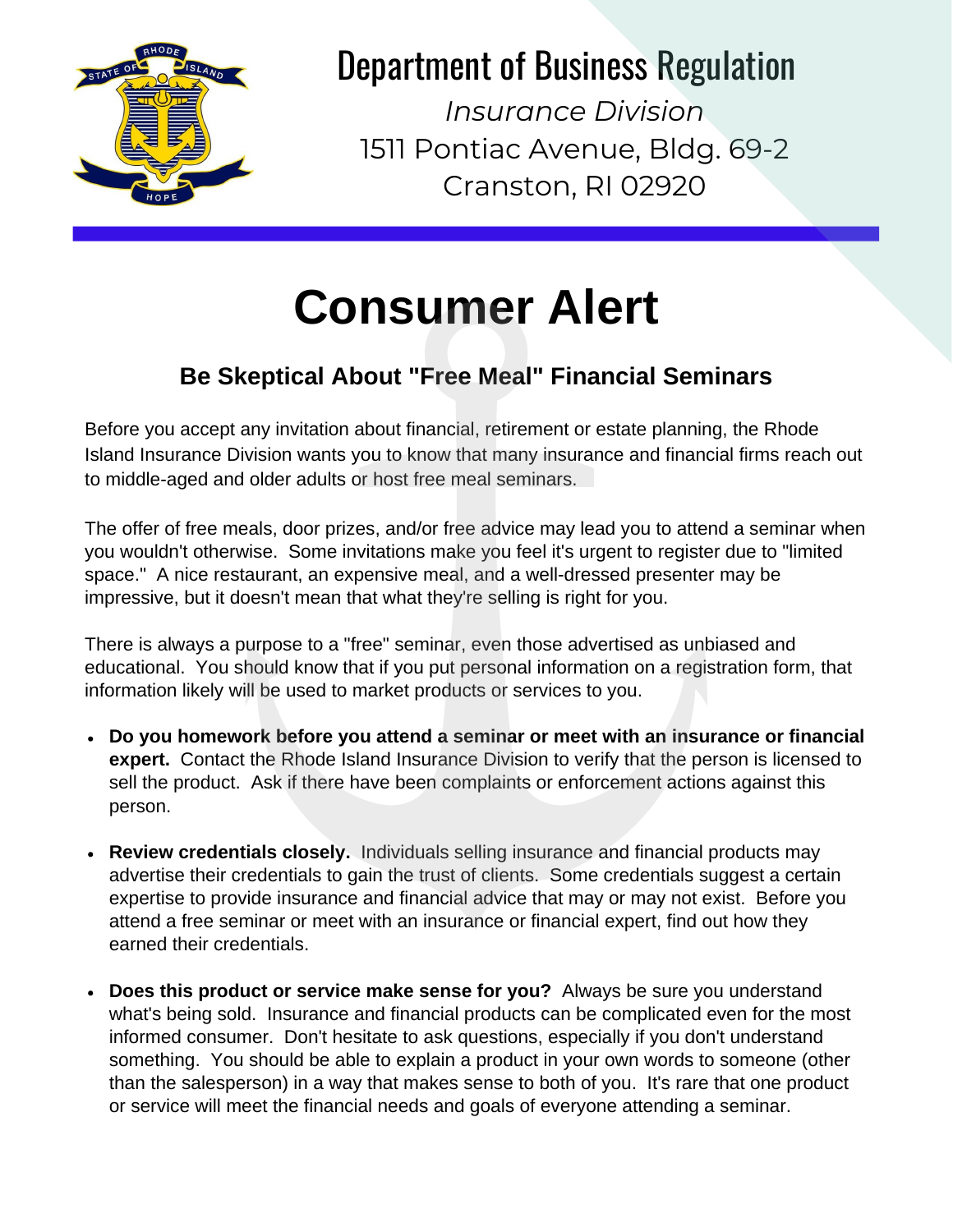# Department of Business Regulation

*Insurance Division*
1511 Pontiac Avenue, Bldg. 69-2
Cranston, RI 02920

# Consumer Alert

## Be Skeptical About "Free Meal" Financial Seminars

Before you accept any invitation about financial, retirement or estate planning, the Rhode Island Insurance Division wants you to know that many insurance and financial firms reach out to middle-aged and older adults or host free meal seminars.

The offer of free meals, door prizes, and/or free advice may lead you to attend a seminar when you wouldn't otherwise. Some invitations make you feel it's urgent to register due to "limited space." A nice restaurant, an expensive meal, and a well-dressed presenter may be impressive, but it doesn't mean that what they're selling is right for you.

There is always a purpose to a "free" seminar, even those advertised as unbiased and educational. You should know that if you put personal information on a registration form, that information likely will be used to market products or services to you.

- **Do you homework before you attend a seminar or meet with an insurance or financial expert.** Contact the Rhode Island Insurance Division to verify that the person is licensed to sell the product. Ask if there have been complaints or enforcement actions against this person.
- **Review credentials closely.** Individuals selling insurance and financial products may advertise their credentials to gain the trust of clients. Some credentials suggest a certain expertise to provide insurance and financial advice that may or may not exist. Before you attend a free seminar or meet with an insurance or financial expert, find out how they earned their credentials.
- **Does this product or service make sense for you?** Always be sure you understand what's being sold. Insurance and financial products can be complicated even for the most informed consumer. Don't hesitate to ask questions, especially if you don't understand something. You should be able to explain a product in your own words to someone (other than the salesperson) in a way that makes sense to both of you. It's rare that one product or service will meet the financial needs and goals of everyone attending a seminar.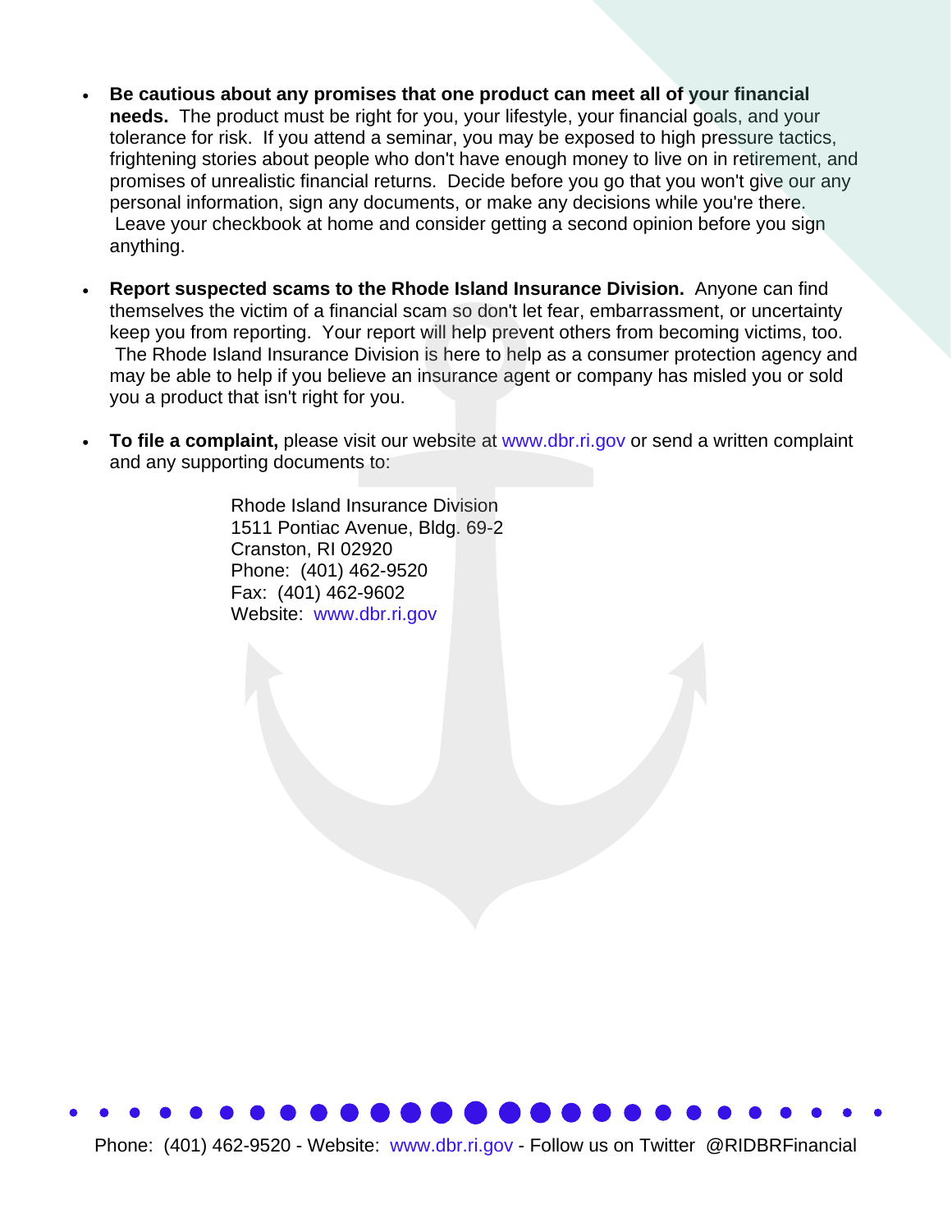- **Be cautious about any promises that one product can meet all of your financial needs.** The product must be right for you, your lifestyle, your financial goals, and your tolerance for risk. If you attend a seminar, you may be exposed to high pressure tactics, frightening stories about people who don't have enough money to live on in retirement, and promises of unrealistic financial returns. Decide before you go that you won't give our any personal information, sign any documents, or make any decisions while you're there. Leave your checkbook at home and consider getting a second opinion before you sign anything.

- **Report suspected scams to the Rhode Island Insurance Division.** Anyone can find themselves the victim of a financial scam so don't let fear, embarrassment, or uncertainty keep you from reporting. Your report will help prevent others from becoming victims, too. The Rhode Island Insurance Division is here to help as a consumer protection agency and may be able to help if you believe an insurance agent or company has misled you or sold you a product that isn't right for you.

- **To file a complaint,** please visit our website at www.dbr.ri.gov or send a written complaint and any supporting documents to:

  Rhode Island Insurance Division
  1511 Pontiac Avenue, Bldg. 69-2
  Cranston, RI 02920
  Phone: (401) 462-9520
  Fax: (401) 462-9602
  Website: www.dbr.ri.gov

Phone: (401) 462-9520 - Website: www.dbr.ri.gov - Follow us on Twitter @RIDBRFinancial